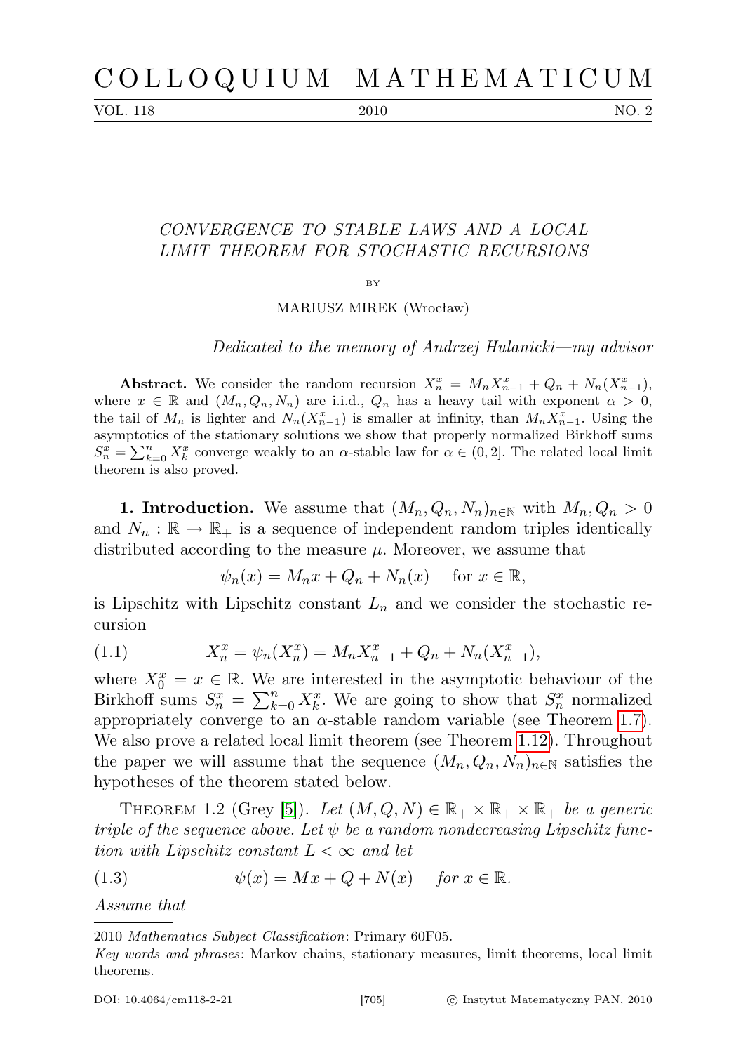# CONVERGENCE TO STABLE LAWS AND A LOCAL LIMIT THEOREM FOR STOCHASTIC RECURSIONS

BY

MARIUSZ MIREK (Wrocław)

*Dedicated to the memory of Andrzej Hulanicki—my advisor*

**Abstract.** We consider the random recursion $X_n^x = M_n X_{n-1}^x + Q_n + N_n(X_{n-1}^x)$, where $x \in \mathbb{R}$ and $(M_n, Q_n, N_n)$ are i.i.d., $Q_n$ has a heavy tail with exponent $\alpha > 0$, the tail of $M_n$ is lighter and $N_n(X_{n-1}^x)$ is smaller at infinity, than $M_n X_{n-1}^x$. Using the asymptotics of the stationary solutions we show that properly normalized Birkhoff sums $S_n^x = \sum_{k=0}^n X_k^x$ converge weakly to an $\alpha$-stable law for $\alpha \in (0, 2]$. The related local limit theorem is also proved.

**1. Introduction.** We assume that $(M_n, Q_n, N_n)_{n\in\mathbb{N}}$ with $M_n, Q_n > 0$ and $N_n : \mathbb{R} \to \mathbb{R}_+$ is a sequence of independent random triples identically distributed according to the measure $\mu$. Moreover, we assume that

$$\psi_n(x) = M_n x + Q_n + N_n(x) \quad \text{for } x \in \mathbb{R},$$

is Lipschitz with Lipschitz constant $L_n$ and we consider the stochastic recursion

$$X_n^x = \psi_n(X_n^x) = M_n X_{n-1}^x + Q_n + N_n(X_{n-1}^x), \tag{1.1}$$

where $X_0^x = x \in \mathbb{R}$. We are interested in the asymptotic behaviour of the Birkhoff sums $S_n^x = \sum_{k=0}^n X_k^x$. We are going to show that $S_n^x$ normalized appropriately converge to an $\alpha$-stable random variable (see Theorem 1.7). We also prove a related local limit theorem (see Theorem 1.12). Throughout the paper we will assume that the sequence $(M_n, Q_n, N_n)_{n\in\mathbb{N}}$ satisfies the hypotheses of the theorem stated below.

THEOREM 1.2 (Grey [5]). *Let $(M, Q, N) \in \mathbb{R}_+ \times \mathbb{R}_+ \times \mathbb{R}_+$ be a generic triple of the sequence above. Let $\psi$ be a random nondecreasing Lipschitz function with Lipschitz constant $L < \infty$ and let*

$$\psi(x) = Mx + Q + N(x) \quad \text{for } x \in \mathbb{R}. \tag{1.3}$$

*Assume that*

---

2010 *Mathematics Subject Classification*: Primary 60F05.

*Key words and phrases*: Markov chains, stationary measures, limit theorems, local limit theorems.

DOI: 10.4064/cm118-2-21 © Instytut Matematyczny PAN, 2010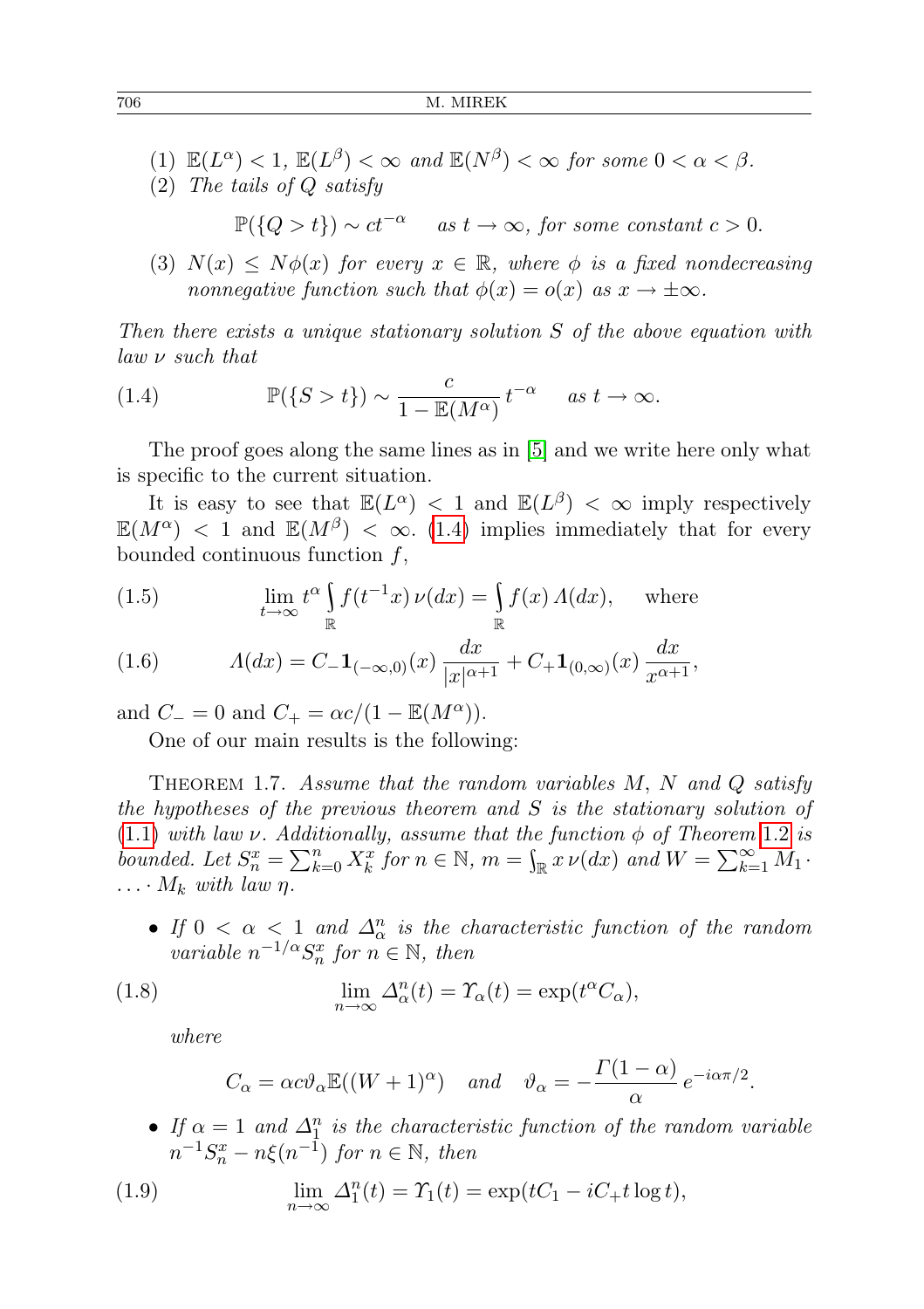(1) $\mathbb{E}(L^\alpha) < 1$, $\mathbb{E}(L^\beta) < \infty$ *and* $\mathbb{E}(N^\beta) < \infty$ *for some* $0 < \alpha < \beta$.

(2) *The tails of* $Q$ *satisfy*

$$\mathbb{P}(\{Q > t\}) \sim ct^{-\alpha} \quad \text{as } t \to \infty, \text{ for some constant } c > 0.$$

(3) $N(x) \le N\phi(x)$ *for every* $x \in \mathbb{R}$, *where* $\phi$ *is a fixed nondecreasing nonnegative function such that* $\phi(x) = o(x)$ *as* $x \to \pm\infty$.

*Then there exists a unique stationary solution* $S$ *of the above equation with law* $\nu$ *such that*

$$\mathbb{P}(\{S > t\}) \sim \frac{c}{1 - \mathbb{E}(M^\alpha)}\, t^{-\alpha} \quad \text{as } t \to \infty. \tag{1.4}$$

The proof goes along the same lines as in [5] and we write here only what is specific to the current situation.

It is easy to see that $\mathbb{E}(L^\alpha) < 1$ and $\mathbb{E}(L^\beta) < \infty$ imply respectively $\mathbb{E}(M^\alpha) < 1$ and $\mathbb{E}(M^\beta) < \infty$. (1.4) implies immediately that for every bounded continuous function $f$,

$$\lim_{t\to\infty} t^\alpha \int_{\mathbb{R}} f(t^{-1}x)\, \nu(dx) = \int_{\mathbb{R}} f(x)\, \Lambda(dx), \quad \text{where} \tag{1.5}$$

$$\Lambda(dx) = C_- \mathbf{1}_{(-\infty,0)}(x)\, \frac{dx}{|x|^{\alpha+1}} + C_+ \mathbf{1}_{(0,\infty)}(x)\, \frac{dx}{x^{\alpha+1}}, \tag{1.6}$$

and $C_- = 0$ and $C_+ = \alpha c/(1 - \mathbb{E}(M^\alpha))$.

One of our main results is the following:

Theorem 1.7. *Assume that the random variables* $M$, $N$ *and* $Q$ *satisfy the hypotheses of the previous theorem and* $S$ *is the stationary solution of* (1.1) *with law* $\nu$. *Additionally, assume that the function* $\phi$ *of Theorem* 1.2 *is bounded. Let* $S_n^x = \sum_{k=0}^n X_k^x$ *for* $n \in \mathbb{N}$, $m = \int_{\mathbb{R}} x\, \nu(dx)$ *and* $W = \sum_{k=1}^\infty M_1 \cdot \ldots \cdot M_k$ *with law* $\eta$.

- *If* $0 < \alpha < 1$ *and* $\Delta_\alpha^n$ *is the characteristic function of the random variable* $n^{-1/\alpha} S_n^x$ *for* $n \in \mathbb{N}$, *then*

$$\lim_{n\to\infty} \Delta_\alpha^n(t) = \Upsilon_\alpha(t) = \exp(t^\alpha C_\alpha), \tag{1.8}$$

*where*

$$C_\alpha = \alpha c \vartheta_\alpha \mathbb{E}((W+1)^\alpha) \quad \text{and} \quad \vartheta_\alpha = -\frac{\Gamma(1-\alpha)}{\alpha}\, e^{-i\alpha\pi/2}.$$

- *If* $\alpha = 1$ *and* $\Delta_1^n$ *is the characteristic function of the random variable* $n^{-1} S_n^x - n\xi(n^{-1})$ *for* $n \in \mathbb{N}$, *then*

$$\lim_{n\to\infty} \Delta_1^n(t) = \Upsilon_1(t) = \exp(tC_1 - iC_+ t \log t), \tag{1.9}$$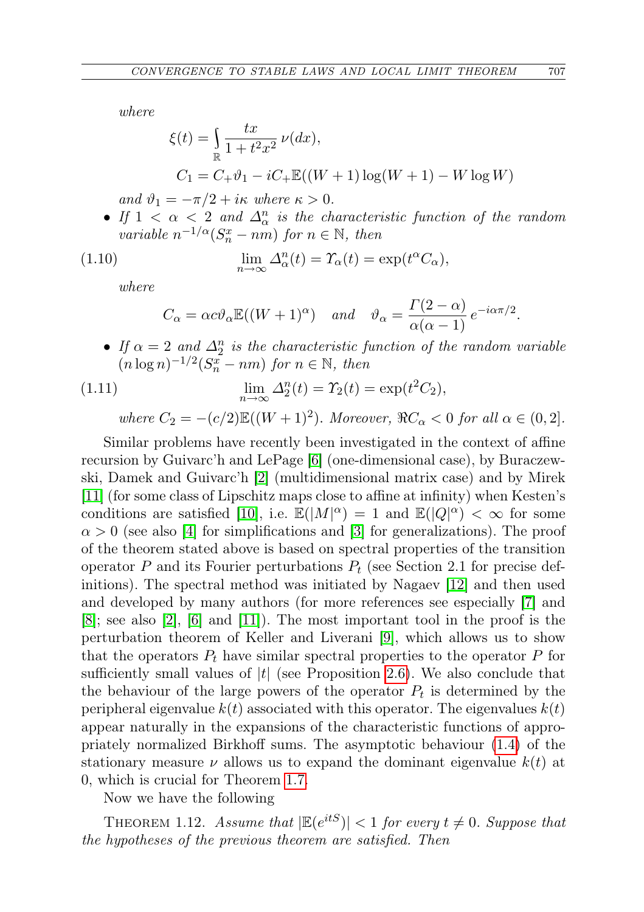*where*

$$\xi(t) = \int_{\mathbb{R}} \frac{tx}{1+t^2x^2}\,\nu(dx),$$

$$C_1 = C_+\vartheta_1 - iC_+\mathbb{E}((W+1)\log(W+1) - W\log W)$$

*and* $\vartheta_1 = -\pi/2 + i\kappa$ *where* $\kappa > 0$.

- *If* $1 < \alpha < 2$ *and* $\Delta_\alpha^n$ *is the characteristic function of the random variable* $n^{-1/\alpha}(S_n^x - nm)$ *for* $n \in \mathbb{N}$, *then*

$$\lim_{n\to\infty} \Delta_\alpha^n(t) = \Upsilon_\alpha(t) = \exp(t^\alpha C_\alpha), \tag{1.10}$$

*where*

$$C_\alpha = \alpha c \vartheta_\alpha \mathbb{E}((W+1)^\alpha) \quad \textit{and} \quad \vartheta_\alpha = \frac{\Gamma(2-\alpha)}{\alpha(\alpha-1)}\,e^{-i\alpha\pi/2}.$$

- *If* $\alpha = 2$ *and* $\Delta_2^n$ *is the characteristic function of the random variable* $(n\log n)^{-1/2}(S_n^x - nm)$ *for* $n \in \mathbb{N}$, *then*

$$\lim_{n\to\infty} \Delta_2^n(t) = \Upsilon_2(t) = \exp(t^2 C_2), \tag{1.11}$$

*where* $C_2 = -(c/2)\mathbb{E}((W+1)^2)$. *Moreover,* $\Re C_\alpha < 0$ *for all* $\alpha \in (0,2]$.

Similar problems have recently been investigated in the context of affine recursion by Guivarc'h and LePage [6] (one-dimensional case), by Buraczewski, Damek and Guivarc'h [2] (multidimensional matrix case) and by Mirek [11] (for some class of Lipschitz maps close to affine at infinity) when Kesten's conditions are satisfied [10], i.e. $\mathbb{E}(|M|^\alpha) = 1$ and $\mathbb{E}(|Q|^\alpha) < \infty$ for some $\alpha > 0$ (see also [4] for simplifications and [3] for generalizations). The proof of the theorem stated above is based on spectral properties of the transition operator $P$ and its Fourier perturbations $P_t$ (see Section 2.1 for precise definitions). The spectral method was initiated by Nagaev [12] and then used and developed by many authors (for more references see especially [7] and [8]; see also [2], [6] and [11]). The most important tool in the proof is the perturbation theorem of Keller and Liverani [9], which allows us to show that the operators $P_t$ have similar spectral properties to the operator $P$ for sufficiently small values of $|t|$ (see Proposition 2.6). We also conclude that the behaviour of the large powers of the operator $P_t$ is determined by the peripheral eigenvalue $k(t)$ associated with this operator. The eigenvalues $k(t)$ appear naturally in the expansions of the characteristic functions of appropriately normalized Birkhoff sums. The asymptotic behaviour (1.4) of the stationary measure $\nu$ allows us to expand the dominant eigenvalue $k(t)$ at 0, which is crucial for Theorem 1.7.

Now we have the following

THEOREM 1.12. *Assume that* $|\mathbb{E}(e^{itS})| < 1$ *for every* $t \neq 0$. *Suppose that the hypotheses of the previous theorem are satisfied. Then*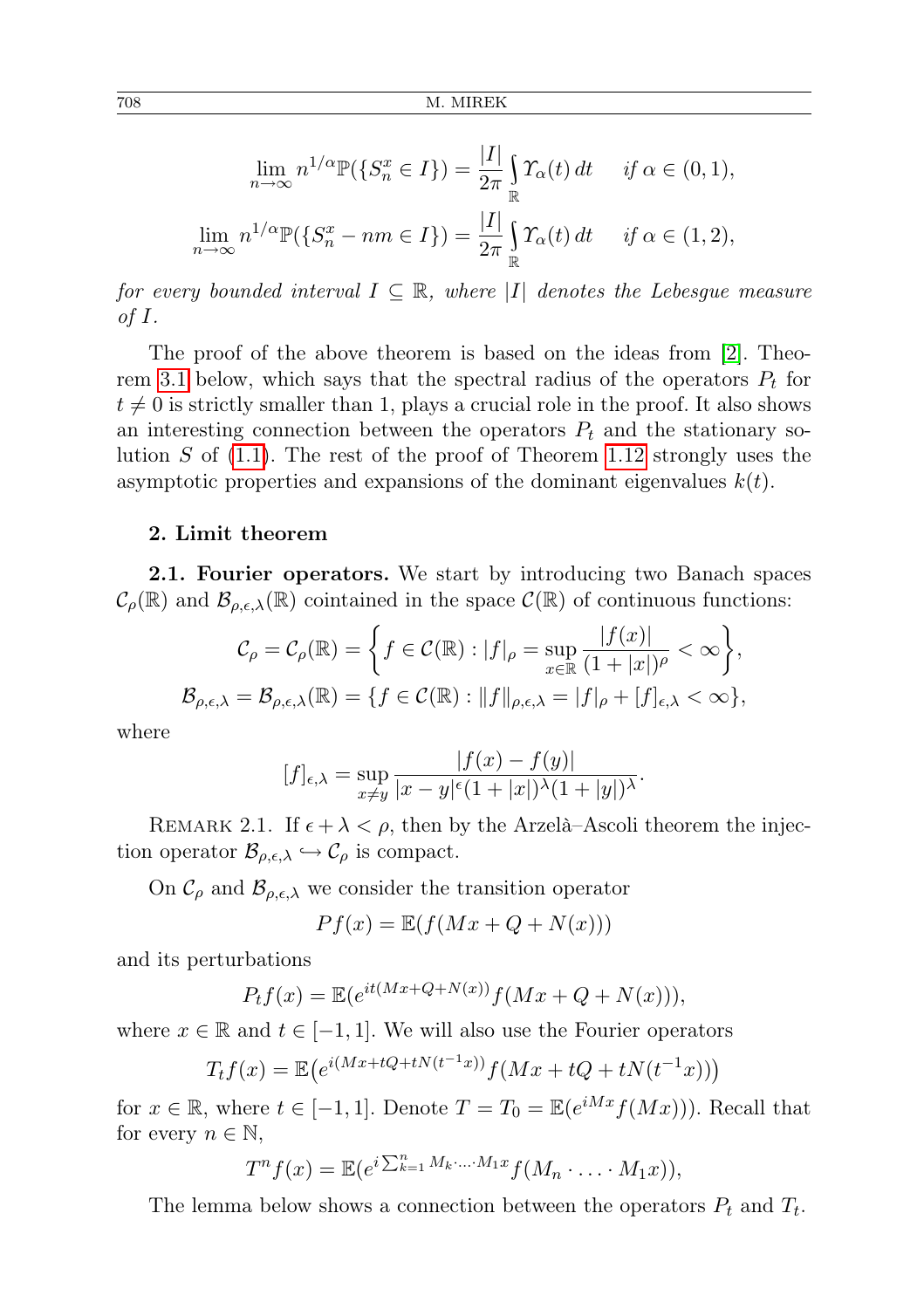$$\lim_{n\to\infty} n^{1/\alpha}\mathbb{P}(\{S_n^x \in I\}) = \frac{|I|}{2\pi}\int_{\mathbb{R}} \Upsilon_\alpha(t)\,dt \qquad \textit{if } \alpha\in(0,1),$$

$$\lim_{n\to\infty} n^{1/\alpha}\mathbb{P}(\{S_n^x - nm \in I\}) = \frac{|I|}{2\pi}\int_{\mathbb{R}} \Upsilon_\alpha(t)\,dt \qquad \textit{if } \alpha\in(1,2),$$

*for every bounded interval $I\subseteq\mathbb{R}$, where $|I|$ denotes the Lebesgue measure of $I$.*

The proof of the above theorem is based on the ideas from [2]. Theorem 3.1 below, which says that the spectral radius of the operators $P_t$ for $t\neq 0$ is strictly smaller than 1, plays a crucial role in the proof. It also shows an interesting connection between the operators $P_t$ and the stationary solution $S$ of (1.1). The rest of the proof of Theorem 1.12 strongly uses the asymptotic properties and expansions of the dominant eigenvalues $k(t)$.

## 2. Limit theorem

**2.1. Fourier operators.** We start by introducing two Banach spaces $\mathcal{C}_\rho(\mathbb{R})$ and $\mathcal{B}_{\rho,\epsilon,\lambda}(\mathbb{R})$ cointained in the space $\mathcal{C}(\mathbb{R})$ of continuous functions:

$$\mathcal{C}_\rho = \mathcal{C}_\rho(\mathbb{R}) = \left\{ f\in\mathcal{C}(\mathbb{R}) : |f|_\rho = \sup_{x\in\mathbb{R}} \frac{|f(x)|}{(1+|x|)^\rho} < \infty \right\},$$

$$\mathcal{B}_{\rho,\epsilon,\lambda} = \mathcal{B}_{\rho,\epsilon,\lambda}(\mathbb{R}) = \{ f\in\mathcal{C}(\mathbb{R}) : \|f\|_{\rho,\epsilon,\lambda} = |f|_\rho + [f]_{\epsilon,\lambda} < \infty\},$$

where

$$[f]_{\epsilon,\lambda} = \sup_{x\neq y} \frac{|f(x)-f(y)|}{|x-y|^\epsilon (1+|x|)^\lambda (1+|y|)^\lambda}.$$

Remark 2.1. If $\epsilon+\lambda<\rho$, then by the Arzelà–Ascoli theorem the injection operator $\mathcal{B}_{\rho,\epsilon,\lambda}\hookrightarrow\mathcal{C}_\rho$ is compact.

On $\mathcal{C}_\rho$ and $\mathcal{B}_{\rho,\epsilon,\lambda}$ we consider the transition operator

$$Pf(x) = \mathbb{E}(f(Mx+Q+N(x)))$$

and its perturbations

$$P_t f(x) = \mathbb{E}(e^{it(Mx+Q+N(x))} f(Mx+Q+N(x))),$$

where $x\in\mathbb{R}$ and $t\in[-1,1]$. We will also use the Fourier operators

$$T_t f(x) = \mathbb{E}\big(e^{i(Mx+tQ+tN(t^{-1}x))} f(Mx+tQ+tN(t^{-1}x))\big)$$

for $x\in\mathbb{R}$, where $t\in[-1,1]$. Denote $T=T_0=\mathbb{E}(e^{iMx}f(Mx)))$. Recall that for every $n\in\mathbb{N}$,

$$T^n f(x) = \mathbb{E}(e^{i\sum_{k=1}^n M_k\cdot\ldots\cdot M_1 x} f(M_n\cdot\ldots\cdot M_1 x)),$$

The lemma below shows a connection between the operators $P_t$ and $T_t$.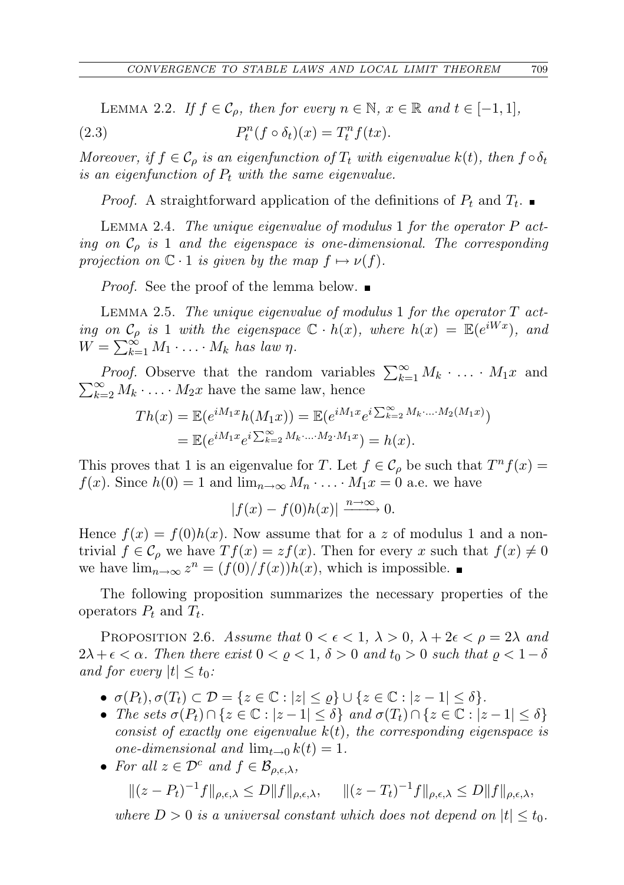Lemma 2.2. *If $f \in \mathcal{C}_\rho$, then for every $n \in \mathbb{N}$, $x \in \mathbb{R}$ and $t \in [-1,1]$,*

$$P_t^n(f \circ \delta_t)(x) = T_t^n f(tx). \tag{2.3}$$

*Moreover, if $f \in \mathcal{C}_\rho$ is an eigenfunction of $T_t$ with eigenvalue $k(t)$, then $f \circ \delta_t$ is an eigenfunction of $P_t$ with the same eigenvalue.*

*Proof.* A straightforward application of the definitions of $P_t$ and $T_t$. ∎

Lemma 2.4. *The unique eigenvalue of modulus 1 for the operator $P$ acting on $\mathcal{C}_\rho$ is 1 and the eigenspace is one-dimensional. The corresponding projection on $\mathbb{C} \cdot 1$ is given by the map $f \mapsto \nu(f)$.*

*Proof.* See the proof of the lemma below. ∎

Lemma 2.5. *The unique eigenvalue of modulus 1 for the operator $T$ acting on $\mathcal{C}_\rho$ is 1 with the eigenspace $\mathbb{C} \cdot h(x)$, where $h(x) = \mathbb{E}(e^{iWx})$, and $W = \sum_{k=1}^\infty M_1 \cdot \ldots \cdot M_k$ has law $\eta$.*

*Proof.* Observe that the random variables $\sum_{k=1}^\infty M_k \cdot \ldots \cdot M_1 x$ and $\sum_{k=2}^\infty M_k \cdot \ldots \cdot M_2 x$ have the same law, hence

$$\begin{aligned} Th(x) &= \mathbb{E}(e^{iM_1 x} h(M_1 x)) = \mathbb{E}(e^{iM_1 x} e^{i \sum_{k=2}^\infty M_k \cdot \ldots \cdot M_2 (M_1 x)}) \\ &= \mathbb{E}(e^{iM_1 x} e^{i \sum_{k=2}^\infty M_k \cdot \ldots \cdot M_2 \cdot M_1 x}) = h(x). \end{aligned}$$

This proves that 1 is an eigenvalue for $T$. Let $f \in \mathcal{C}_\rho$ be such that $T^n f(x) = f(x)$. Since $h(0) = 1$ and $\lim_{n\to\infty} M_n \cdot \ldots \cdot M_1 x = 0$ a.e. we have

$$|f(x) - f(0)h(x)| \xrightarrow{n\to\infty} 0.$$

Hence $f(x) = f(0)h(x)$. Now assume that for a $z$ of modulus 1 and a nontrivial $f \in \mathcal{C}_\rho$ we have $Tf(x) = zf(x)$. Then for every $x$ such that $f(x) \neq 0$ we have $\lim_{n\to\infty} z^n = (f(0)/f(x))h(x)$, which is impossible. ∎

The following proposition summarizes the necessary properties of the operators $P_t$ and $T_t$.

Proposition 2.6. *Assume that $0 < \epsilon < 1$, $\lambda > 0$, $\lambda + 2\epsilon < \rho = 2\lambda$ and $2\lambda + \epsilon < \alpha$. Then there exist $0 < \varrho < 1$, $\delta > 0$ and $t_0 > 0$ such that $\varrho < 1 - \delta$ and for every $|t| \le t_0$:*

- *$\sigma(P_t), \sigma(T_t) \subset \mathcal{D} = \{z \in \mathbb{C} : |z| \le \varrho\} \cup \{z \in \mathbb{C} : |z-1| \le \delta\}$.*
- *The sets $\sigma(P_t) \cap \{z \in \mathbb{C} : |z-1| \le \delta\}$ and $\sigma(T_t) \cap \{z \in \mathbb{C} : |z-1| \le \delta\}$ consist of exactly one eigenvalue $k(t)$, the corresponding eigenspace is one-dimensional and $\lim_{t\to 0} k(t) = 1$.*
- *For all $z \in \mathcal{D}^c$ and $f \in \mathcal{B}_{\rho,\epsilon,\lambda}$,*

$$\|(z - P_t)^{-1} f\|_{\rho,\epsilon,\lambda} \le D\|f\|_{\rho,\epsilon,\lambda}, \qquad \|(z - T_t)^{-1} f\|_{\rho,\epsilon,\lambda} \le D\|f\|_{\rho,\epsilon,\lambda},$$

*where $D > 0$ is a universal constant which does not depend on $|t| \le t_0$.*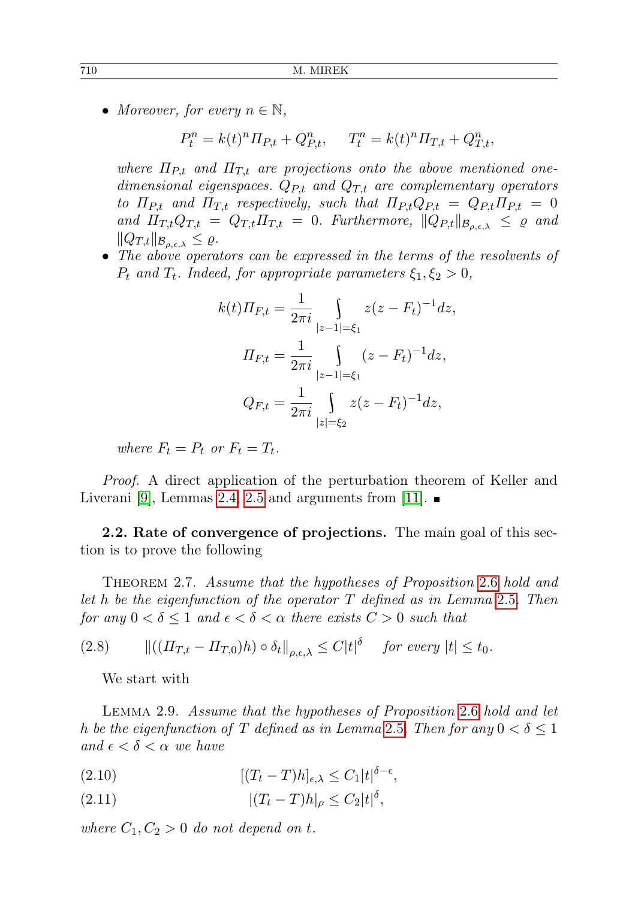- *Moreover, for every $n \in \mathbb{N}$,*

$$P_t^n = k(t)^n \mathit{\Pi}_{P,t} + Q_{P,t}^n, \qquad T_t^n = k(t)^n \mathit{\Pi}_{T,t} + Q_{T,t}^n,$$

  *where $\mathit{\Pi}_{P,t}$ and $\mathit{\Pi}_{T,t}$ are projections onto the above mentioned one-dimensional eigenspaces. $Q_{P,t}$ and $Q_{T,t}$ are complementary operators to $\mathit{\Pi}_{P,t}$ and $\mathit{\Pi}_{T,t}$ respectively, such that $\mathit{\Pi}_{P,t}Q_{P,t} = Q_{P,t}\mathit{\Pi}_{P,t} = 0$ and $\mathit{\Pi}_{T,t}Q_{T,t} = Q_{T,t}\mathit{\Pi}_{T,t} = 0$. Furthermore, $\|Q_{P,t}\|_{\mathcal{B}_{\rho,\epsilon,\lambda}} \le \varrho$ and $\|Q_{T,t}\|_{\mathcal{B}_{\rho,\epsilon,\lambda}} \le \varrho$.*
- *The above operators can be expressed in the terms of the resolvents of $P_t$ and $T_t$. Indeed, for appropriate parameters $\xi_1, \xi_2 > 0$,*

$$k(t)\mathit{\Pi}_{F,t} = \frac{1}{2\pi i} \int_{|z-1|=\xi_1} z(z - F_t)^{-1} dz,$$

$$\mathit{\Pi}_{F,t} = \frac{1}{2\pi i} \int_{|z-1|=\xi_1} (z - F_t)^{-1} dz,$$

$$Q_{F,t} = \frac{1}{2\pi i} \int_{|z|=\xi_2} z(z - F_t)^{-1} dz,$$

  *where $F_t = P_t$ or $F_t = T_t$.*

*Proof.* A direct application of the perturbation theorem of Keller and Liverani [9], Lemmas 2.4, 2.5 and arguments from [11]. ∎

**2.2. Rate of convergence of projections.** The main goal of this section is to prove the following

Theorem 2.7. *Assume that the hypotheses of Proposition 2.6 hold and let $h$ be the eigenfunction of the operator $T$ defined as in Lemma 2.5. Then for any $0 < \delta \le 1$ and $\epsilon < \delta < \alpha$ there exists $C > 0$ such that*

$$\|((\mathit{\Pi}_{T,t} - \mathit{\Pi}_{T,0})h) \circ \delta_t\|_{\rho,\epsilon,\lambda} \le C|t|^{\delta} \quad \text{for every } |t| \le t_0. \tag{2.8}$$

We start with

Lemma 2.9. *Assume that the hypotheses of Proposition 2.6 hold and let $h$ be the eigenfunction of $T$ defined as in Lemma 2.5. Then for any $0 < \delta \le 1$ and $\epsilon < \delta < \alpha$ we have*

$$[(T_t - T)h]_{\epsilon,\lambda} \le C_1|t|^{\delta-\epsilon}, \tag{2.10}$$

$$|(T_t - T)h|_{\rho} \le C_2|t|^{\delta}, \tag{2.11}$$

*where $C_1, C_2 > 0$ do not depend on $t$.*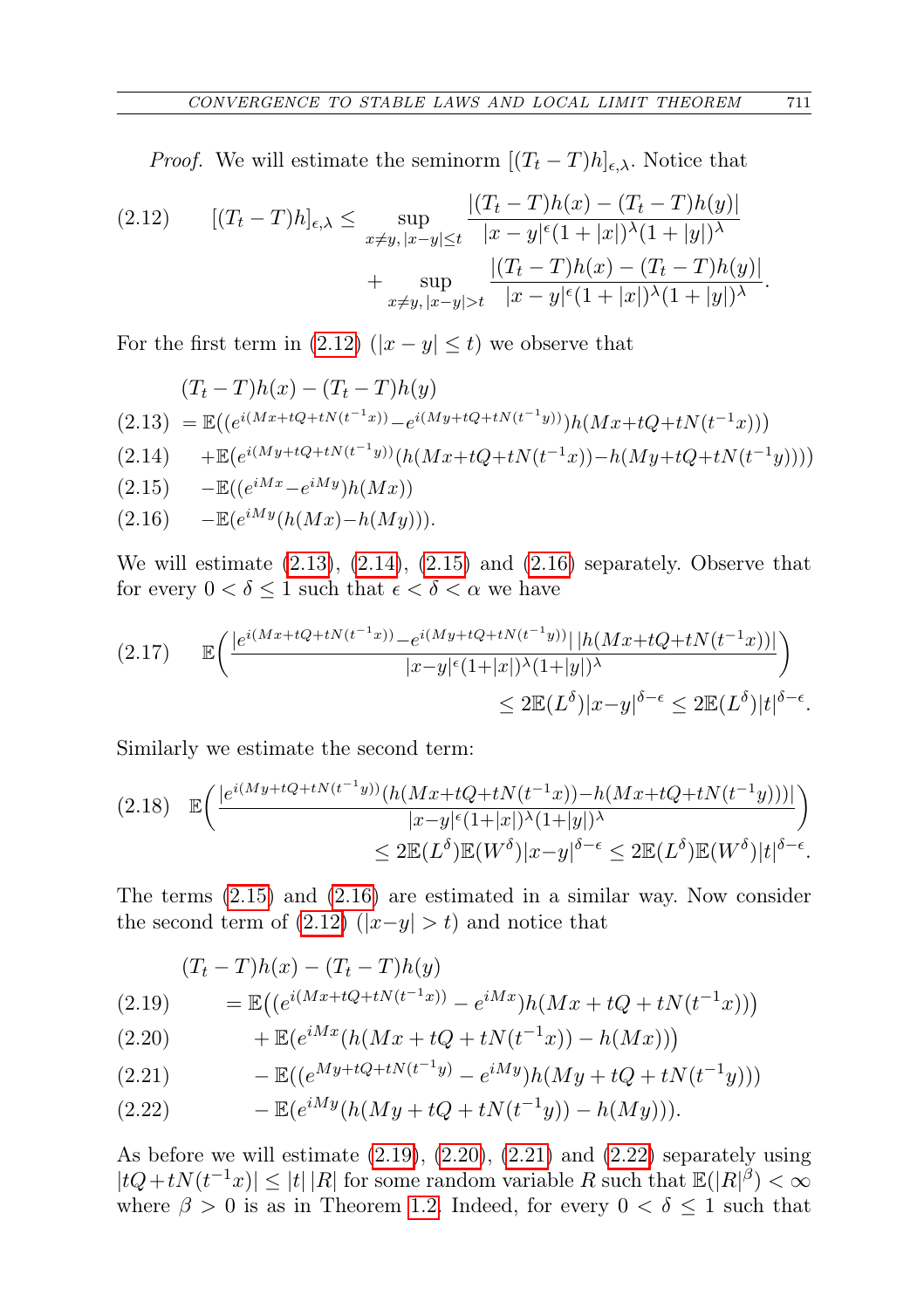*Proof.* We will estimate the seminorm $[(T_t - T)h]_{\epsilon,\lambda}$. Notice that

$$
\begin{aligned}
(2.12)\qquad [(T_t - T)h]_{\epsilon,\lambda} \le & \sup_{x\neq y,\,|x-y|\le t} \frac{|(T_t - T)h(x) - (T_t - T)h(y)|}{|x-y|^{\epsilon}(1+|x|)^{\lambda}(1+|y|)^{\lambda}} \\
&+ \sup_{x\neq y,\,|x-y|> t} \frac{|(T_t - T)h(x) - (T_t - T)h(y)|}{|x-y|^{\epsilon}(1+|x|)^{\lambda}(1+|y|)^{\lambda}}.
\end{aligned}
$$

For the first term in (2.12) ($|x-y|\le t$) we observe that

$$
\begin{aligned}
&(T_t - T)h(x) - (T_t - T)h(y) \\
(2.13)\quad &= \mathbb{E}((e^{i(Mx+tQ+tN(t^{-1}x))} - e^{i(My+tQ+tN(t^{-1}y))})h(Mx+tQ+tN(t^{-1}x))) \\
(2.14)\quad &\quad + \mathbb{E}(e^{i(My+tQ+tN(t^{-1}y))}(h(Mx+tQ+tN(t^{-1}x)) - h(My+tQ+tN(t^{-1}y)))) \\
(2.15)\quad &\quad - \mathbb{E}((e^{iMx} - e^{iMy})h(Mx)) \\
(2.16)\quad &\quad - \mathbb{E}(e^{iMy}(h(Mx) - h(My))).
\end{aligned}
$$

We will estimate (2.13), (2.14), (2.15) and (2.16) separately. Observe that for every $0<\delta\le 1$ such that $\epsilon<\delta<\alpha$ we have

$$
\begin{aligned}
(2.17)\qquad \mathbb{E}\Big(& \frac{|e^{i(Mx+tQ+tN(t^{-1}x))} - e^{i(My+tQ+tN(t^{-1}y))}|\,|h(Mx+tQ+tN(t^{-1}x))|}{|x-y|^{\epsilon}(1+|x|)^{\lambda}(1+|y|)^{\lambda}}\Big) \\
&\le 2\mathbb{E}(L^{\delta})|x-y|^{\delta-\epsilon} \le 2\mathbb{E}(L^{\delta})|t|^{\delta-\epsilon}.
\end{aligned}
$$

Similarly we estimate the second term:

$$
\begin{aligned}
(2.18)\qquad \mathbb{E}\Big(& \frac{|e^{i(My+tQ+tN(t^{-1}y))}(h(Mx+tQ+tN(t^{-1}x)) - h(Mx+tQ+tN(t^{-1}y)))|}{|x-y|^{\epsilon}(1+|x|)^{\lambda}(1+|y|)^{\lambda}}\Big) \\
&\le 2\mathbb{E}(L^{\delta})\mathbb{E}(W^{\delta})|x-y|^{\delta-\epsilon} \le 2\mathbb{E}(L^{\delta})\mathbb{E}(W^{\delta})|t|^{\delta-\epsilon}.
\end{aligned}
$$

The terms (2.15) and (2.16) are estimated in a similar way. Now consider the second term of (2.12) ($|x-y|>t$) and notice that

$$
\begin{aligned}
&(T_t - T)h(x) - (T_t - T)h(y) \\
(2.19)\quad &= \mathbb{E}\big((e^{i(Mx+tQ+tN(t^{-1}x))} - e^{iMx})h(Mx+tQ+tN(t^{-1}x))\big) \\
(2.20)\quad &\quad + \mathbb{E}(e^{iMx}(h(Mx+tQ+tN(t^{-1}x)) - h(Mx))\big) \\
(2.21)\quad &\quad - \mathbb{E}((e^{My+tQ+tN(t^{-1}y)} - e^{iMy})h(My+tQ+tN(t^{-1}y))) \\
(2.22)\quad &\quad - \mathbb{E}(e^{iMy}(h(My+tQ+tN(t^{-1}y)) - h(My))).
\end{aligned}
$$

As before we will estimate (2.19), (2.20), (2.21) and (2.22) separately using $|tQ+tN(t^{-1}x)|\le |t|\,|R|$ for some random variable $R$ such that $\mathbb{E}(|R|^{\beta})<\infty$ where $\beta>0$ is as in Theorem 1.2. Indeed, for every $0<\delta\le 1$ such that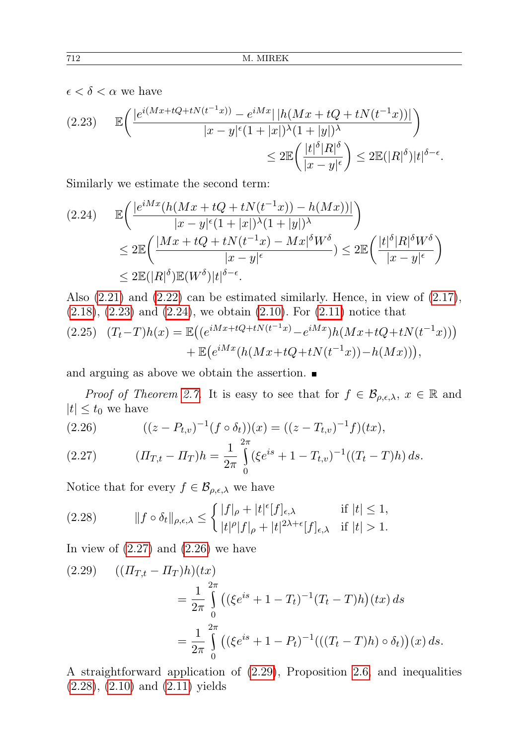$\epsilon < \delta < \alpha$ we have

$$
\mathbb{E}\bigg(\frac{|e^{i(Mx+tQ+tN(t^{-1}x))}-e^{iMx}|\,|h(Mx+tQ+tN(t^{-1}x))|}{|x-y|^{\epsilon}(1+|x|)^{\lambda}(1+|y|)^{\lambda}}\bigg) \leq 2\mathbb{E}\bigg(\frac{|t|^{\delta}|R|^{\delta}}{|x-y|^{\epsilon}}\bigg) \leq 2\mathbb{E}(|R|^{\delta})|t|^{\delta-\epsilon}. \tag{2.23}
$$

Similarly we estimate the second term:

$$
\begin{aligned}
&\mathbb{E}\bigg(\frac{|e^{iMx}(h(Mx+tQ+tN(t^{-1}x))-h(Mx))|}{|x-y|^{\epsilon}(1+|x|)^{\lambda}(1+|y|)^{\lambda}}\bigg) \\
&\leq 2\mathbb{E}\bigg(\frac{|Mx+tQ+tN(t^{-1}x)-Mx|^{\delta}W^{\delta}}{|x-y|^{\epsilon}}\bigg) \leq 2\mathbb{E}\bigg(\frac{|t|^{\delta}|R|^{\delta}W^{\delta}}{|x-y|^{\epsilon}}\bigg) \\
&\leq 2\mathbb{E}(|R|^{\delta})\mathbb{E}(W^{\delta})|t|^{\delta-\epsilon}.
\end{aligned} \tag{2.24}
$$

Also (2.21) and (2.22) can be estimated similarly. Hence, in view of (2.17), (2.18), (2.23) and (2.24), we obtain (2.10). For (2.11) notice that

$$
\begin{aligned}
(T_t-T)h(x) &= \mathbb{E}\big((e^{iMx+tQ+tN(t^{-1}x)}-e^{iMx})h(Mx+tQ+tN(t^{-1}x))\big) \\
&\quad + \mathbb{E}\big(e^{iMx}(h(Mx+tQ+tN(t^{-1}x))-h(Mx))\big),
\end{aligned} \tag{2.25}
$$

and arguing as above we obtain the assertion. ∎

*Proof of Theorem 2.7.* It is easy to see that for $f \in \mathcal{B}_{\rho,\epsilon,\lambda}$, $x \in \mathbb{R}$ and $|t| \leq t_0$ we have

$$
((z-P_{t,v})^{-1}(f\circ\delta_t))(x) = ((z-T_{t,v})^{-1}f)(tx), \tag{2.26}
$$

$$
(\Pi_{T,t}-\Pi_T)h = \frac{1}{2\pi}\int_0^{2\pi}(\xi e^{is}+1-T_{t,v})^{-1}((T_t-T)h)\,ds. \tag{2.27}
$$

Notice that for every $f \in \mathcal{B}_{\rho,\epsilon,\lambda}$ we have

$$
\|f\circ\delta_t\|_{\rho,\epsilon,\lambda} \leq \begin{cases} |f|_{\rho}+|t|^{\epsilon}[f]_{\epsilon,\lambda} & \text{if } |t|\leq 1, \\ |t|^{\rho}|f|_{\rho}+|t|^{2\lambda+\epsilon}[f]_{\epsilon,\lambda} & \text{if } |t|>1. \end{cases} \tag{2.28}
$$

In view of (2.27) and (2.26) we have

$$
\begin{aligned}
&((\Pi_{T,t}-\Pi_T)h)(tx) \\
&= \frac{1}{2\pi}\int_0^{2\pi}\big((\xi e^{is}+1-T_t)^{-1}(T_t-T)h\big)(tx)\,ds \\
&= \frac{1}{2\pi}\int_0^{2\pi}\big((\xi e^{is}+1-P_t)^{-1}(((T_t-T)h)\circ\delta_t)\big)(x)\,ds.
\end{aligned} \tag{2.29}
$$

A straightforward application of (2.29), Proposition 2.6, and inequalities (2.28), (2.10) and (2.11) yields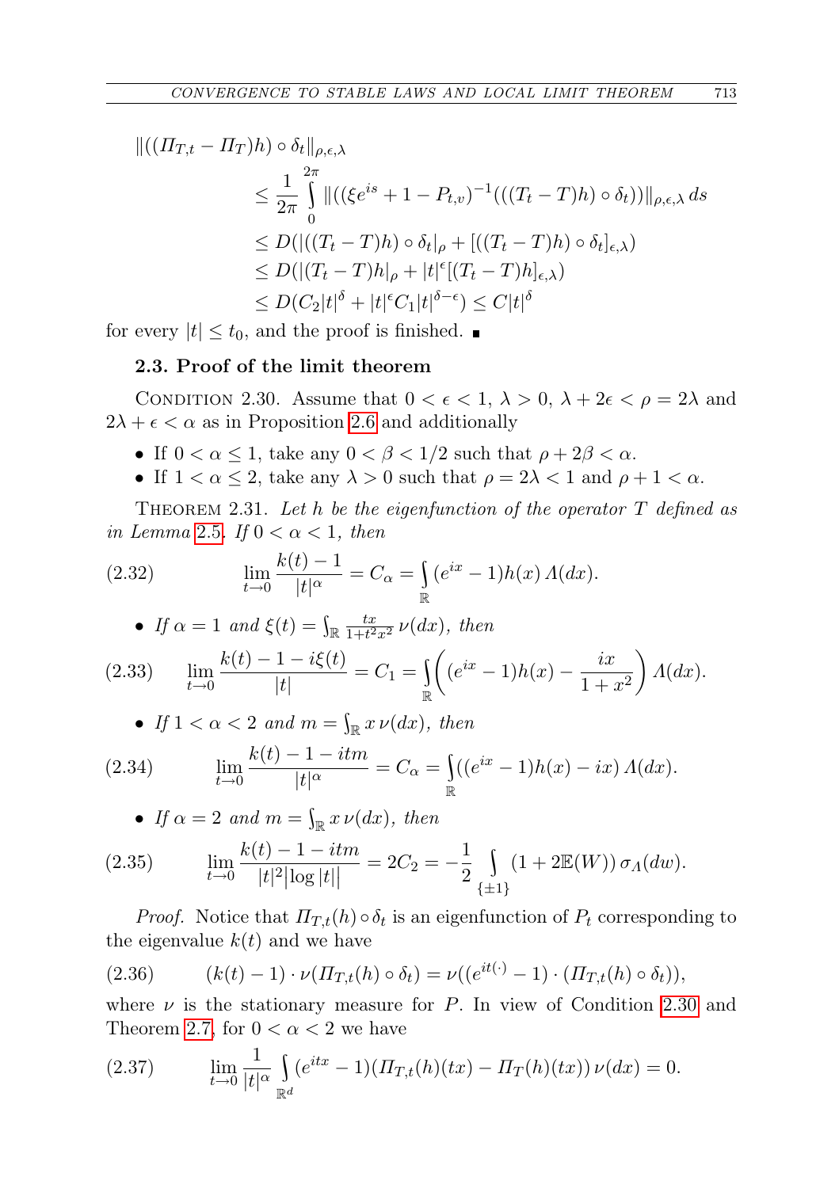$$
\begin{aligned}
&\|((\Pi_{T,t} - \Pi_T)h) \circ \delta_t\|_{\rho,\epsilon,\lambda} \\
&\qquad \le \frac{1}{2\pi} \int_0^{2\pi} \|((\xi e^{is} + 1 - P_{t,v})^{-1}(((T_t - T)h) \circ \delta_t))\|_{\rho,\epsilon,\lambda}\, ds \\
&\qquad \le D(|((T_t - T)h) \circ \delta_t|_\rho + [((T_t - T)h) \circ \delta_t]_{\epsilon,\lambda}) \\
&\qquad \le D(|(T_t - T)h|_\rho + |t|^\epsilon [(T_t - T)h]_{\epsilon,\lambda}) \\
&\qquad \le D(C_2|t|^\delta + |t|^\epsilon C_1 |t|^{\delta-\epsilon}) \le C|t|^\delta
\end{aligned}
$$

for every $|t| \le t_0$, and the proof is finished. ■

### 2.3. Proof of the limit theorem

Condition 2.30. Assume that $0 < \epsilon < 1$, $\lambda > 0$, $\lambda + 2\epsilon < \rho = 2\lambda$ and $2\lambda + \epsilon < \alpha$ as in Proposition 2.6 and additionally

- If $0 < \alpha \le 1$, take any $0 < \beta < 1/2$ such that $\rho + 2\beta < \alpha$.
- If $1 < \alpha \le 2$, take any $\lambda > 0$ such that $\rho = 2\lambda < 1$ and $\rho + 1 < \alpha$.

Theorem 2.31. *Let $h$ be the eigenfunction of the operator $T$ defined as in Lemma 2.5. If $0 < \alpha < 1$, then*

$$
\lim_{t\to 0} \frac{k(t) - 1}{|t|^\alpha} = C_\alpha = \int_{\mathbb{R}} (e^{ix} - 1)h(x)\, \Lambda(dx). \tag{2.32}
$$

- *If $\alpha = 1$ and $\xi(t) = \int_{\mathbb{R}} \frac{tx}{1+t^2x^2}\, \nu(dx)$, then*

$$
\lim_{t\to 0} \frac{k(t) - 1 - i\xi(t)}{|t|} = C_1 = \int_{\mathbb{R}} \left( (e^{ix} - 1)h(x) - \frac{ix}{1+x^2} \right) \Lambda(dx). \tag{2.33}
$$

- *If $1 < \alpha < 2$ and $m = \int_{\mathbb{R}} x\, \nu(dx)$, then*

$$
\lim_{t\to 0} \frac{k(t) - 1 - itm}{|t|^\alpha} = C_\alpha = \int_{\mathbb{R}} ((e^{ix} - 1)h(x) - ix)\, \Lambda(dx). \tag{2.34}
$$

- *If $\alpha = 2$ and $m = \int_{\mathbb{R}} x\, \nu(dx)$, then*

$$
\lim_{t\to 0} \frac{k(t) - 1 - itm}{|t|^2 \big|\log|t|\big|} = 2C_2 = -\frac{1}{2} \int_{\{\pm 1\}} (1 + 2\mathbb{E}(W))\, \sigma_\Lambda(dw). \tag{2.35}
$$

*Proof.* Notice that $\Pi_{T,t}(h) \circ \delta_t$ is an eigenfunction of $P_t$ corresponding to the eigenvalue $k(t)$ and we have

$$
(k(t) - 1) \cdot \nu(\Pi_{T,t}(h) \circ \delta_t) = \nu((e^{it(\cdot)} - 1) \cdot (\Pi_{T,t}(h) \circ \delta_t)), \tag{2.36}
$$

where $\nu$ is the stationary measure for $P$. In view of Condition 2.30 and Theorem 2.7, for $0 < \alpha < 2$ we have

$$
\lim_{t\to 0} \frac{1}{|t|^\alpha} \int_{\mathbb{R}^d} (e^{itx} - 1)(\Pi_{T,t}(h)(tx) - \Pi_T(h)(tx))\, \nu(dx) = 0. \tag{2.37}
$$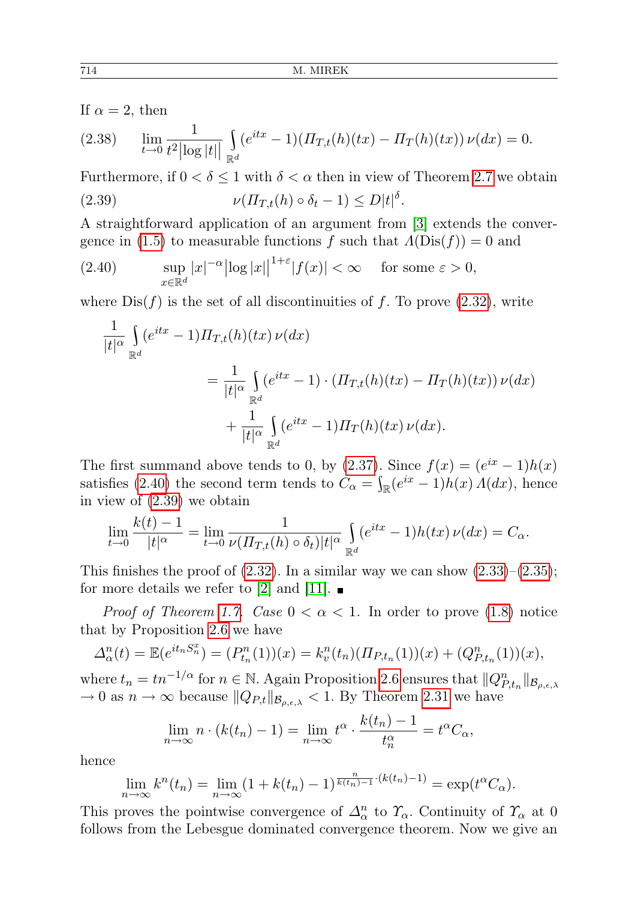If $\alpha = 2$, then

$$\lim_{t\to 0} \frac{1}{t^2\big|\log|t|\big|} \int_{\mathbb{R}^d} (e^{itx} - 1)(\varPi_{T,t}(h)(tx) - \varPi_T(h)(tx))\,\nu(dx) = 0. \tag{2.38}$$

Furthermore, if $0 < \delta \le 1$ with $\delta < \alpha$ then in view of Theorem 2.7 we obtain

$$\nu(\varPi_{T,t}(h) \circ \delta_t - 1) \le D|t|^{\delta}. \tag{2.39}$$

A straightforward application of an argument from [3] extends the convergence in (1.5) to measurable functions $f$ such that $\varLambda(\mathrm{Dis}(f)) = 0$ and

$$\sup_{x\in\mathbb{R}^d} |x|^{-\alpha}\big|\log|x|\big|^{1+\varepsilon}|f(x)| < \infty \quad \text{for some } \varepsilon > 0, \tag{2.40}$$

where $\mathrm{Dis}(f)$ is the set of all discontinuities of $f$. To prove (2.32), write

$$\begin{aligned}
\frac{1}{|t|^\alpha} &\int_{\mathbb{R}^d} (e^{itx} - 1)\varPi_{T,t}(h)(tx)\,\nu(dx) \\
&= \frac{1}{|t|^\alpha} \int_{\mathbb{R}^d} (e^{itx} - 1)\cdot(\varPi_{T,t}(h)(tx) - \varPi_T(h)(tx))\,\nu(dx) \\
&\quad + \frac{1}{|t|^\alpha} \int_{\mathbb{R}^d} (e^{itx} - 1)\varPi_T(h)(tx)\,\nu(dx).
\end{aligned}$$

The first summand above tends to 0, by (2.37). Since $f(x) = (e^{ix} - 1)h(x)$ satisfies (2.40) the second term tends to $C_\alpha = \int_{\mathbb{R}} (e^{ix} - 1)h(x)\,\varLambda(dx)$, hence in view of (2.39) we obtain

$$\lim_{t\to 0} \frac{k(t) - 1}{|t|^\alpha} = \lim_{t\to 0} \frac{1}{\nu(\varPi_{T,t}(h)\circ\delta_t)|t|^\alpha} \int_{\mathbb{R}^d} (e^{itx} - 1)h(tx)\,\nu(dx) = C_\alpha.$$

This finishes the proof of (2.32). In a similar way we can show (2.33)–(2.35); for more details we refer to [2] and [11]. ∎

*Proof of Theorem 1.7. Case* $0 < \alpha < 1$. In order to prove (1.8) notice that by Proposition 2.6 we have

$$\varDelta_\alpha^n(t) = \mathbb{E}(e^{it_n S_n^x}) = (P_{t_n}^n(1))(x) = k_v^n(t_n)(\varPi_{P,t_n}(1))(x) + (Q_{P,t_n}^n(1))(x),$$

where $t_n = tn^{-1/\alpha}$ for $n \in \mathbb{N}$. Again Proposition 2.6 ensures that $\|Q_{P,t_n}^n\|_{\mathcal{B}_{\rho,\epsilon,\lambda}} \to 0$ as $n \to \infty$ because $\|Q_{P,t}\|_{\mathcal{B}_{\rho,\epsilon,\lambda}} < 1$. By Theorem 2.31 we have

$$\lim_{n\to\infty} n\cdot(k(t_n) - 1) = \lim_{n\to\infty} t^\alpha \cdot \frac{k(t_n) - 1}{t_n^\alpha} = t^\alpha C_\alpha,$$

hence

$$\lim_{n\to\infty} k^n(t_n) = \lim_{n\to\infty} (1 + k(t_n) - 1)^{\frac{n}{k(t_n)-1}\cdot(k(t_n)-1)} = \exp(t^\alpha C_\alpha).$$

This proves the pointwise convergence of $\varDelta_\alpha^n$ to $\varUpsilon_\alpha$. Continuity of $\varUpsilon_\alpha$ at 0 follows from the Lebesgue dominated convergence theorem. Now we give an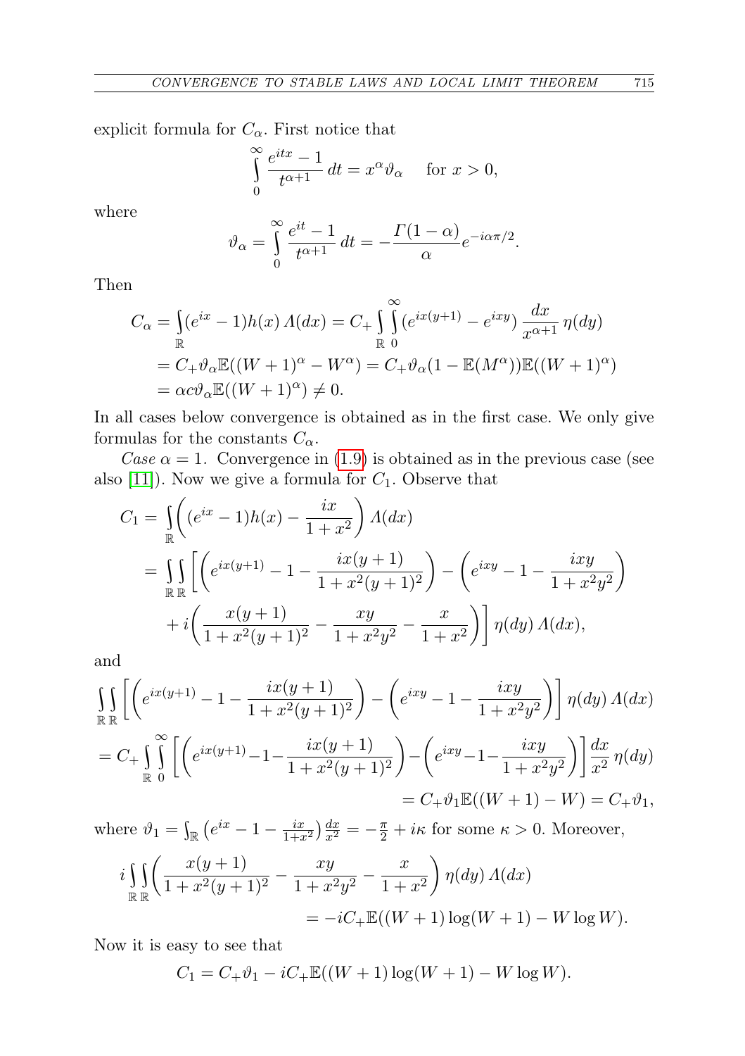explicit formula for $C_\alpha$. First notice that

$$\int_0^\infty \frac{e^{itx}-1}{t^{\alpha+1}}\,dt = x^\alpha \vartheta_\alpha \quad \text{ for } x>0,$$

where

$$\vartheta_\alpha = \int_0^\infty \frac{e^{it}-1}{t^{\alpha+1}}\,dt = -\frac{\Gamma(1-\alpha)}{\alpha}e^{-i\alpha\pi/2}.$$

Then

$$\begin{aligned}
C_\alpha &= \int_{\mathbb{R}} (e^{ix}-1)h(x)\,\Lambda(dx) = C_+\int_{\mathbb{R}}\int_0^\infty (e^{ix(y+1)}-e^{ixy})\,\frac{dx}{x^{\alpha+1}}\,\eta(dy)\\
&= C_+\vartheta_\alpha \mathbb{E}((W+1)^\alpha - W^\alpha) = C_+\vartheta_\alpha(1-\mathbb{E}(M^\alpha))\mathbb{E}((W+1)^\alpha)\\
&= \alpha c \vartheta_\alpha \mathbb{E}((W+1)^\alpha)\neq 0.
\end{aligned}$$

In all cases below convergence is obtained as in the first case. We only give formulas for the constants $C_\alpha$.

*Case* $\alpha=1$. Convergence in (1.9) is obtained as in the previous case (see also [11]). Now we give a formula for $C_1$. Observe that

$$\begin{aligned}
C_1 &= \int_{\mathbb{R}}\bigg((e^{ix}-1)h(x) - \frac{ix}{1+x^2}\bigg)\,\Lambda(dx)\\
&= \int_{\mathbb{R}}\int_{\mathbb{R}}\bigg[\bigg(e^{ix(y+1)}-1-\frac{ix(y+1)}{1+x^2(y+1)^2}\bigg) - \bigg(e^{ixy}-1-\frac{ixy}{1+x^2y^2}\bigg)\\
&\qquad + i\bigg(\frac{x(y+1)}{1+x^2(y+1)^2} - \frac{xy}{1+x^2y^2} - \frac{x}{1+x^2}\bigg)\bigg]\,\eta(dy)\,\Lambda(dx),
\end{aligned}$$

and

$$\begin{aligned}
&\int_{\mathbb{R}}\int_{\mathbb{R}}\bigg[\bigg(e^{ix(y+1)}-1-\frac{ix(y+1)}{1+x^2(y+1)^2}\bigg) - \bigg(e^{ixy}-1-\frac{ixy}{1+x^2y^2}\bigg)\bigg]\,\eta(dy)\,\Lambda(dx)\\
&= C_+\int_{\mathbb{R}}\int_0^\infty \bigg[\bigg(e^{ix(y+1)}-1-\frac{ix(y+1)}{1+x^2(y+1)^2}\bigg) - \bigg(e^{ixy}-1-\frac{ixy}{1+x^2y^2}\bigg)\bigg]\frac{dx}{x^2}\,\eta(dy)\\
&= C_+\vartheta_1\mathbb{E}((W+1)-W) = C_+\vartheta_1,
\end{aligned}$$

where $\vartheta_1 = \int_{\mathbb{R}}\big(e^{ix}-1-\frac{ix}{1+x^2}\big)\frac{dx}{x^2} = -\frac{\pi}{2}+i\kappa$ for some $\kappa>0$. Moreover,

$$\begin{aligned}
&i\int_{\mathbb{R}}\int_{\mathbb{R}}\bigg(\frac{x(y+1)}{1+x^2(y+1)^2} - \frac{xy}{1+x^2y^2} - \frac{x}{1+x^2}\bigg)\,\eta(dy)\,\Lambda(dx)\\
&\qquad = -iC_+\mathbb{E}((W+1)\log(W+1) - W\log W).
\end{aligned}$$

Now it is easy to see that

$$C_1 = C_+\vartheta_1 - iC_+\mathbb{E}((W+1)\log(W+1) - W\log W).$$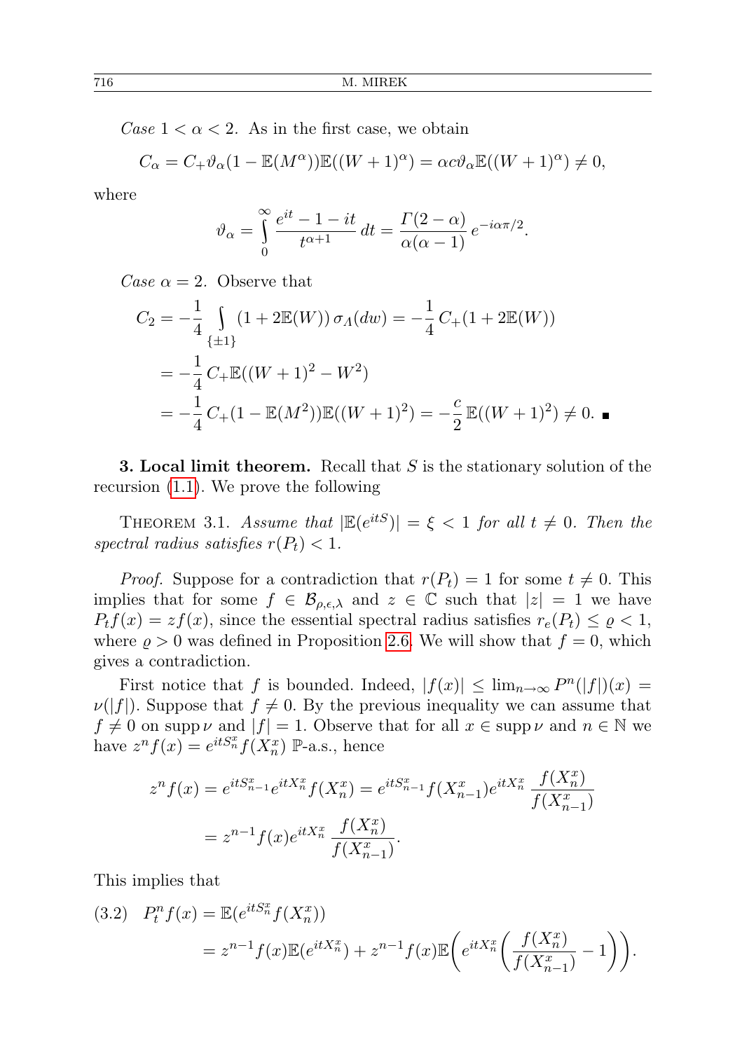*Case* $1 < \alpha < 2$. As in the first case, we obtain

$$C_\alpha = C_+ \vartheta_\alpha (1 - \mathbb{E}(M^\alpha))\mathbb{E}((W+1)^\alpha) = \alpha c \vartheta_\alpha \mathbb{E}((W+1)^\alpha) \neq 0,$$

where

$$\vartheta_\alpha = \int_0^\infty \frac{e^{it} - 1 - it}{t^{\alpha+1}}\, dt = \frac{\Gamma(2-\alpha)}{\alpha(\alpha-1)}\, e^{-i\alpha\pi/2}.$$

*Case* $\alpha = 2$. Observe that

$$\begin{aligned}
C_2 &= -\frac{1}{4} \int_{\{\pm 1\}} (1 + 2\mathbb{E}(W))\, \sigma_\Lambda(dw) = -\frac{1}{4}\, C_+ (1 + 2\mathbb{E}(W)) \\
&= -\frac{1}{4}\, C_+ \mathbb{E}((W+1)^2 - W^2) \\
&= -\frac{1}{4}\, C_+ (1 - \mathbb{E}(M^2))\mathbb{E}((W+1)^2) = -\frac{c}{2}\, \mathbb{E}((W+1)^2) \neq 0. \ \blacksquare
\end{aligned}$$

**3. Local limit theorem.** Recall that $S$ is the stationary solution of the recursion (1.1). We prove the following

Theorem 3.1. *Assume that* $|\mathbb{E}(e^{itS})| = \xi < 1$ *for all* $t \neq 0$. *Then the spectral radius satisfies* $r(P_t) < 1$.

*Proof.* Suppose for a contradiction that $r(P_t) = 1$ for some $t \neq 0$. This implies that for some $f \in \mathcal{B}_{\rho,\epsilon,\lambda}$ and $z \in \mathbb{C}$ such that $|z| = 1$ we have $P_t f(x) = z f(x)$, since the essential spectral radius satisfies $r_e(P_t) \leq \varrho < 1$, where $\varrho > 0$ was defined in Proposition 2.6. We will show that $f = 0$, which gives a contradiction.

First notice that $f$ is bounded. Indeed, $|f(x)| \leq \lim_{n\to\infty} P^n(|f|)(x) = \nu(|f|)$. Suppose that $f \neq 0$. By the previous inequality we can assume that $f \neq 0$ on $\operatorname{supp}\nu$ and $|f| = 1$. Observe that for all $x \in \operatorname{supp}\nu$ and $n \in \mathbb{N}$ we have $z^n f(x) = e^{itS_n^x} f(X_n^x)$ $\mathbb{P}$-a.s., hence

$$\begin{aligned}
z^n f(x) &= e^{itS_{n-1}^x} e^{itX_n^x} f(X_n^x) = e^{itS_{n-1}^x} f(X_{n-1}^x) e^{itX_n^x}\, \frac{f(X_n^x)}{f(X_{n-1}^x)} \\
&= z^{n-1} f(x) e^{itX_n^x}\, \frac{f(X_n^x)}{f(X_{n-1}^x)}.
\end{aligned}$$

This implies that

$$\begin{aligned}
(3.2)\quad P_t^n f(x) &= \mathbb{E}(e^{itS_n^x} f(X_n^x)) \\
&= z^{n-1} f(x)\mathbb{E}(e^{itX_n^x}) + z^{n-1} f(x)\mathbb{E}\bigg(e^{itX_n^x}\bigg(\frac{f(X_n^x)}{f(X_{n-1}^x)} - 1\bigg)\bigg).
\end{aligned}$$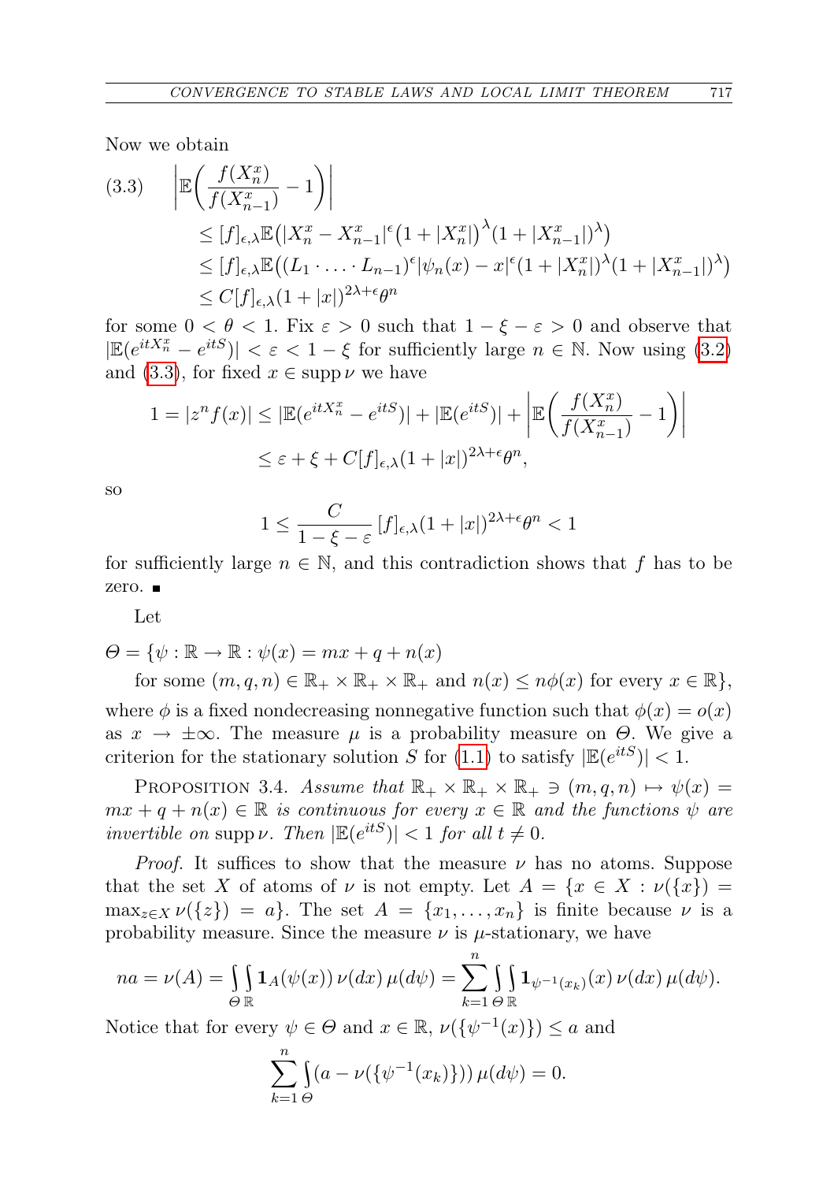Now we obtain

$$
\begin{aligned}
(3.3)\qquad & \left|\mathbb{E}\left(\frac{f(X_n^x)}{f(X_{n-1}^x)}-1\right)\right| \\
&\le [f]_{\epsilon,\lambda}\mathbb{E}\big(|X_n^x-X_{n-1}^x|^\epsilon\big(1+|X_n^x|\big)^\lambda(1+|X_{n-1}^x|)^\lambda\big) \\
&\le [f]_{\epsilon,\lambda}\mathbb{E}\big((L_1\cdot\ldots\cdot L_{n-1})^\epsilon|\psi_n(x)-x|^\epsilon(1+|X_n^x|)^\lambda(1+|X_{n-1}^x|)^\lambda\big) \\
&\le C[f]_{\epsilon,\lambda}(1+|x|)^{2\lambda+\epsilon}\theta^n
\end{aligned}
$$

for some $0<\theta<1$. Fix $\varepsilon>0$ such that $1-\xi-\varepsilon>0$ and observe that $|\mathbb{E}(e^{itX_n^x}-e^{itS})|<\varepsilon<1-\xi$ for sufficiently large $n\in\mathbb{N}$. Now using (3.2) and (3.3), for fixed $x\in\operatorname{supp}\nu$ we have

$$
\begin{aligned}
1=|z^nf(x)| &\le |\mathbb{E}(e^{itX_n^x}-e^{itS})|+|\mathbb{E}(e^{itS})|+\left|\mathbb{E}\left(\frac{f(X_n^x)}{f(X_{n-1}^x)}-1\right)\right| \\
&\le \varepsilon+\xi+C[f]_{\epsilon,\lambda}(1+|x|)^{2\lambda+\epsilon}\theta^n,
\end{aligned}
$$

so

$$
1\le \frac{C}{1-\xi-\varepsilon}\,[f]_{\epsilon,\lambda}(1+|x|)^{2\lambda+\epsilon}\theta^n<1
$$

for sufficiently large $n\in\mathbb{N}$, and this contradiction shows that $f$ has to be zero. ∎

Let

$\Theta=\{\psi:\mathbb{R}\to\mathbb{R}:\psi(x)=mx+q+n(x)$

for some $(m,q,n)\in\mathbb{R}_+\times\mathbb{R}_+\times\mathbb{R}_+$ and $n(x)\le n\phi(x)$ for every $x\in\mathbb{R}\}$,

where $\phi$ is a fixed nondecreasing nonnegative function such that $\phi(x)=o(x)$ as $x\to\pm\infty$. The measure $\mu$ is a probability measure on $\Theta$. We give a criterion for the stationary solution $S$ for (1.1) to satisfy $|\mathbb{E}(e^{itS})|<1$.

Proposition 3.4. *Assume that $\mathbb{R}_+\times\mathbb{R}_+\times\mathbb{R}_+\ni(m,q,n)\mapsto\psi(x)=mx+q+n(x)\in\mathbb{R}$ is continuous for every $x\in\mathbb{R}$ and the functions $\psi$ are invertible on $\operatorname{supp}\nu$. Then $|\mathbb{E}(e^{itS})|<1$ for all $t\ne0$.*

*Proof.* It suffices to show that the measure $\nu$ has no atoms. Suppose that the set $X$ of atoms of $\nu$ is not empty. Let $A=\{x\in X:\nu(\{x\})=\max_{z\in X}\nu(\{z\})=a\}$. The set $A=\{x_1,\ldots,x_n\}$ is finite because $\nu$ is a probability measure. Since the measure $\nu$ is $\mu$-stationary, we have

$$
na=\nu(A)=\int_\Theta\int_\mathbb{R}\mathbf{1}_A(\psi(x))\,\nu(dx)\,\mu(d\psi)=\sum_{k=1}^n\int_\Theta\int_\mathbb{R}\mathbf{1}_{\psi^{-1}(x_k)}(x)\,\nu(dx)\,\mu(d\psi).
$$

Notice that for every $\psi\in\Theta$ and $x\in\mathbb{R}$, $\nu(\{\psi^{-1}(x)\})\le a$ and

$$
\sum_{k=1}^n\int_\Theta(a-\nu(\{\psi^{-1}(x_k)\}))\,\mu(d\psi)=0.
$$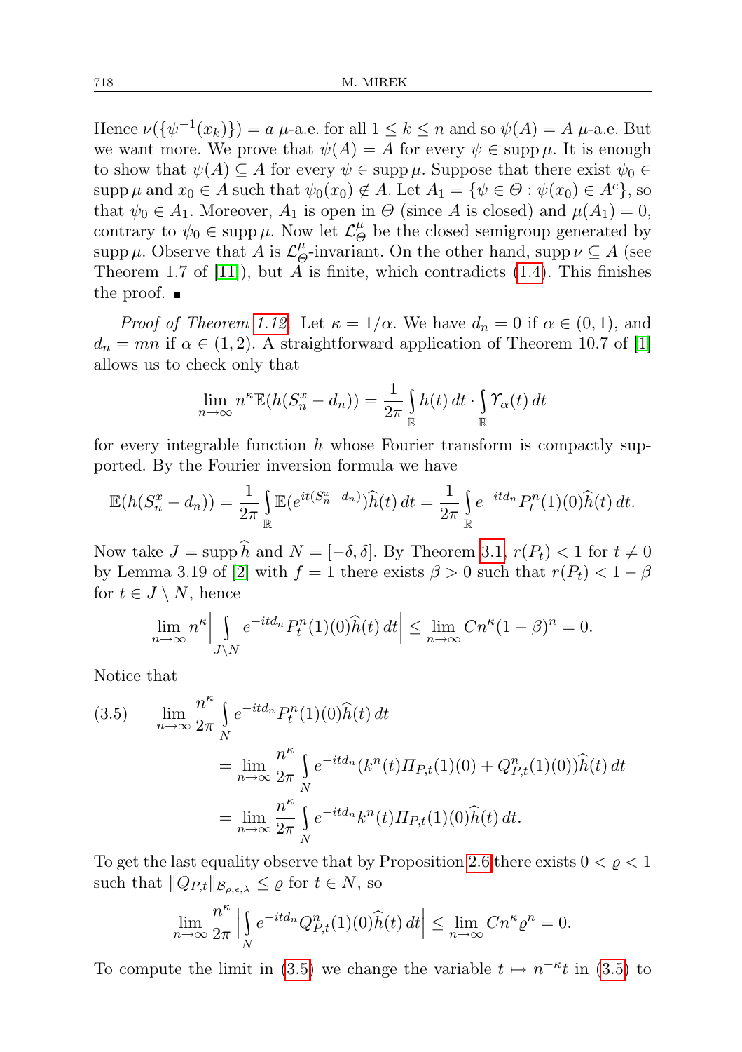Hence $\nu(\{\psi^{-1}(x_k)\}) = a$ $\mu$-a.e. for all $1 \le k \le n$ and so $\psi(A) = A$ $\mu$-a.e. But we want more. We prove that $\psi(A) = A$ for every $\psi \in \operatorname{supp}\mu$. It is enough to show that $\psi(A) \subseteq A$ for every $\psi \in \operatorname{supp}\mu$. Suppose that there exist $\psi_0 \in \operatorname{supp}\mu$ and $x_0 \in A$ such that $\psi_0(x_0) \notin A$. Let $A_1 = \{\psi \in \Theta : \psi(x_0) \in A^c\}$, so that $\psi_0 \in A_1$. Moreover, $A_1$ is open in $\Theta$ (since $A$ is closed) and $\mu(A_1) = 0$, contrary to $\psi_0 \in \operatorname{supp}\mu$. Now let $\mathcal{L}_\Theta^\mu$ be the closed semigroup generated by $\operatorname{supp}\mu$. Observe that $A$ is $\mathcal{L}_\Theta^\mu$-invariant. On the other hand, $\operatorname{supp}\nu \subseteq A$ (see Theorem 1.7 of [11]), but $A$ is finite, which contradicts (1.4). This finishes the proof. ■

*Proof of Theorem 1.12.* Let $\kappa = 1/\alpha$. We have $d_n = 0$ if $\alpha \in (0,1)$, and $d_n = mn$ if $\alpha \in (1,2)$. A straightforward application of Theorem 10.7 of [1] allows us to check only that

$$\lim_{n\to\infty} n^\kappa \mathbb{E}(h(S_n^x - d_n)) = \frac{1}{2\pi}\int_{\mathbb{R}} h(t)\,dt \cdot \int_{\mathbb{R}} \Upsilon_\alpha(t)\,dt$$

for every integrable function $h$ whose Fourier transform is compactly supported. By the Fourier inversion formula we have

$$\mathbb{E}(h(S_n^x - d_n)) = \frac{1}{2\pi}\int_{\mathbb{R}} \mathbb{E}(e^{it(S_n^x - d_n)})\widehat{h}(t)\,dt = \frac{1}{2\pi}\int_{\mathbb{R}} e^{-itd_n} P_t^n(1)(0)\widehat{h}(t)\,dt.$$

Now take $J = \operatorname{supp}\widehat{h}$ and $N = [-\delta,\delta]$. By Theorem 3.1, $r(P_t) < 1$ for $t \neq 0$ by Lemma 3.19 of [2] with $f = 1$ there exists $\beta > 0$ such that $r(P_t) < 1 - \beta$ for $t \in J \setminus N$, hence

$$\lim_{n\to\infty} n^\kappa \Big|\int_{J\setminus N} e^{-itd_n} P_t^n(1)(0)\widehat{h}(t)\,dt\Big| \le \lim_{n\to\infty} Cn^\kappa(1-\beta)^n = 0.$$

Notice that

$$\begin{aligned}
(3.5)\qquad \lim_{n\to\infty} \frac{n^\kappa}{2\pi}&\int_N e^{-itd_n} P_t^n(1)(0)\widehat{h}(t)\,dt \\
&= \lim_{n\to\infty} \frac{n^\kappa}{2\pi}\int_N e^{-itd_n}(k^n(t)\Pi_{P,t}(1)(0) + Q_{P,t}^n(1)(0))\widehat{h}(t)\,dt \\
&= \lim_{n\to\infty} \frac{n^\kappa}{2\pi}\int_N e^{-itd_n} k^n(t)\Pi_{P,t}(1)(0)\widehat{h}(t)\,dt.
\end{aligned}$$

To get the last equality observe that by Proposition 2.6 there exists $0 < \varrho < 1$ such that $\|Q_{P,t}\|_{\mathcal{B}_{\rho,\epsilon,\lambda}} \le \varrho$ for $t \in N$, so

$$\lim_{n\to\infty} \frac{n^\kappa}{2\pi}\Big|\int_N e^{-itd_n} Q_{P,t}^n(1)(0)\widehat{h}(t)\,dt\Big| \le \lim_{n\to\infty} Cn^\kappa\varrho^n = 0.$$

To compute the limit in (3.5) we change the variable $t \mapsto n^{-\kappa}t$ in (3.5) to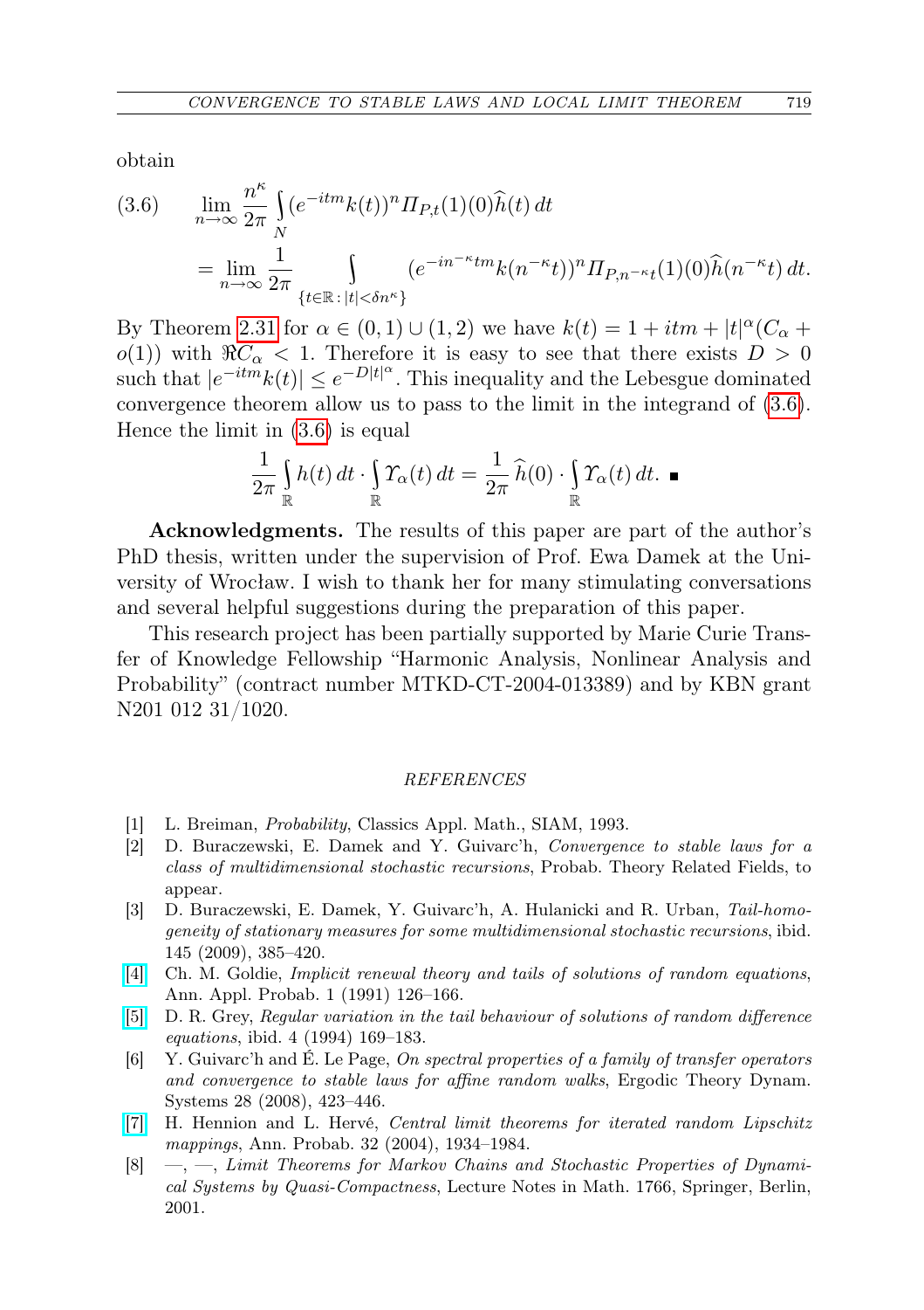obtain

$$
\begin{aligned}
(3.6)\qquad & \lim_{n\to\infty} \frac{n^\kappa}{2\pi} \int_N (e^{-itm}k(t))^n \Pi_{P,t}(1)(0)\widehat{h}(t)\,dt \\
&= \lim_{n\to\infty} \frac{1}{2\pi} \int_{\{t\in\mathbb{R}\,:\,|t|<\delta n^\kappa\}} (e^{-in^{-\kappa}tm}k(n^{-\kappa}t))^n \Pi_{P,n^{-\kappa}t}(1)(0)\widehat{h}(n^{-\kappa}t)\,dt.
\end{aligned}
$$

By Theorem 2.31 for $\alpha \in (0,1)\cup(1,2)$ we have $k(t) = 1 + itm + |t|^\alpha(C_\alpha + o(1))$ with $\Re C_\alpha < 1$. Therefore it is easy to see that there exists $D > 0$ such that $|e^{-itm}k(t)| \le e^{-D|t|^\alpha}$. This inequality and the Lebesgue dominated convergence theorem allow us to pass to the limit in the integrand of (3.6). Hence the limit in (3.6) is equal

$$
\frac{1}{2\pi}\int_{\mathbb{R}} h(t)\,dt \cdot \int_{\mathbb{R}} \Upsilon_\alpha(t)\,dt = \frac{1}{2\pi}\,\widehat{h}(0)\cdot \int_{\mathbb{R}} \Upsilon_\alpha(t)\,dt. \ \blacksquare
$$

**Acknowledgments.** The results of this paper are part of the author's PhD thesis, written under the supervision of Prof. Ewa Damek at the University of Wrocław. I wish to thank her for many stimulating conversations and several helpful suggestions during the preparation of this paper.

This research project has been partially supported by Marie Curie Transfer of Knowledge Fellowship "Harmonic Analysis, Nonlinear Analysis and Probability" (contract number MTKD-CT-2004-013389) and by KBN grant N201 012 31/1020.

## REFERENCES

[1] L. Breiman, *Probability*, Classics Appl. Math., SIAM, 1993.

[2] D. Buraczewski, E. Damek and Y. Guivarc'h, *Convergence to stable laws for a class of multidimensional stochastic recursions*, Probab. Theory Related Fields, to appear.

[3] D. Buraczewski, E. Damek, Y. Guivarc'h, A. Hulanicki and R. Urban, *Tail-homogeneity of stationary measures for some multidimensional stochastic recursions*, ibid. 145 (2009), 385–420.

[4] Ch. M. Goldie, *Implicit renewal theory and tails of solutions of random equations*, Ann. Appl. Probab. 1 (1991) 126–166.

[5] D. R. Grey, *Regular variation in the tail behaviour of solutions of random difference equations*, ibid. 4 (1994) 169–183.

[6] Y. Guivarc'h and É. Le Page, *On spectral properties of a family of transfer operators and convergence to stable laws for affine random walks*, Ergodic Theory Dynam. Systems 28 (2008), 423–446.

[7] H. Hennion and L. Hervé, *Central limit theorems for iterated random Lipschitz mappings*, Ann. Probab. 32 (2004), 1934–1984.

[8] —, —, *Limit Theorems for Markov Chains and Stochastic Properties of Dynamical Systems by Quasi-Compactness*, Lecture Notes in Math. 1766, Springer, Berlin, 2001.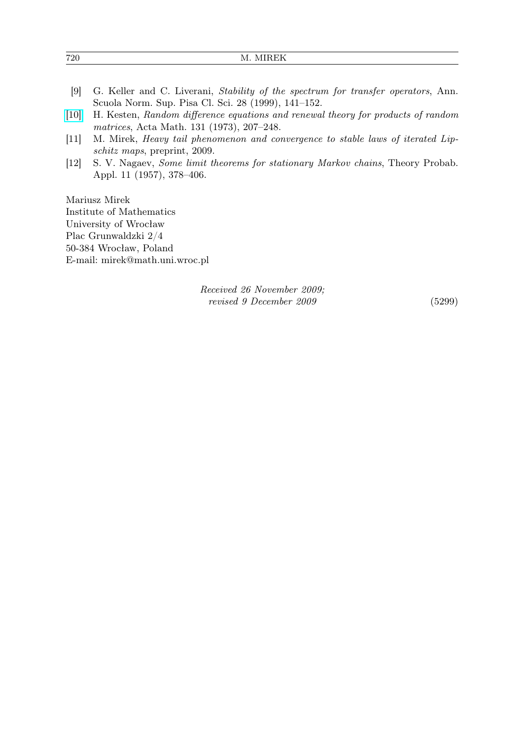[9] G. Keller and C. Liverani, *Stability of the spectrum for transfer operators*, Ann. Scuola Norm. Sup. Pisa Cl. Sci. 28 (1999), 141–152.

[10] H. Kesten, *Random difference equations and renewal theory for products of random matrices*, Acta Math. 131 (1973), 207–248.

[11] M. Mirek, *Heavy tail phenomenon and convergence to stable laws of iterated Lipschitz maps*, preprint, 2009.

[12] S. V. Nagaev, *Some limit theorems for stationary Markov chains*, Theory Probab. Appl. 11 (1957), 378–406.

Mariusz Mirek
Institute of Mathematics
University of Wrocław
Plac Grunwaldzki 2/4
50-384 Wrocław, Poland
E-mail: mirek@math.uni.wroc.pl

*Received 26 November 2009;*
*revised 9 December 2009* (5299)